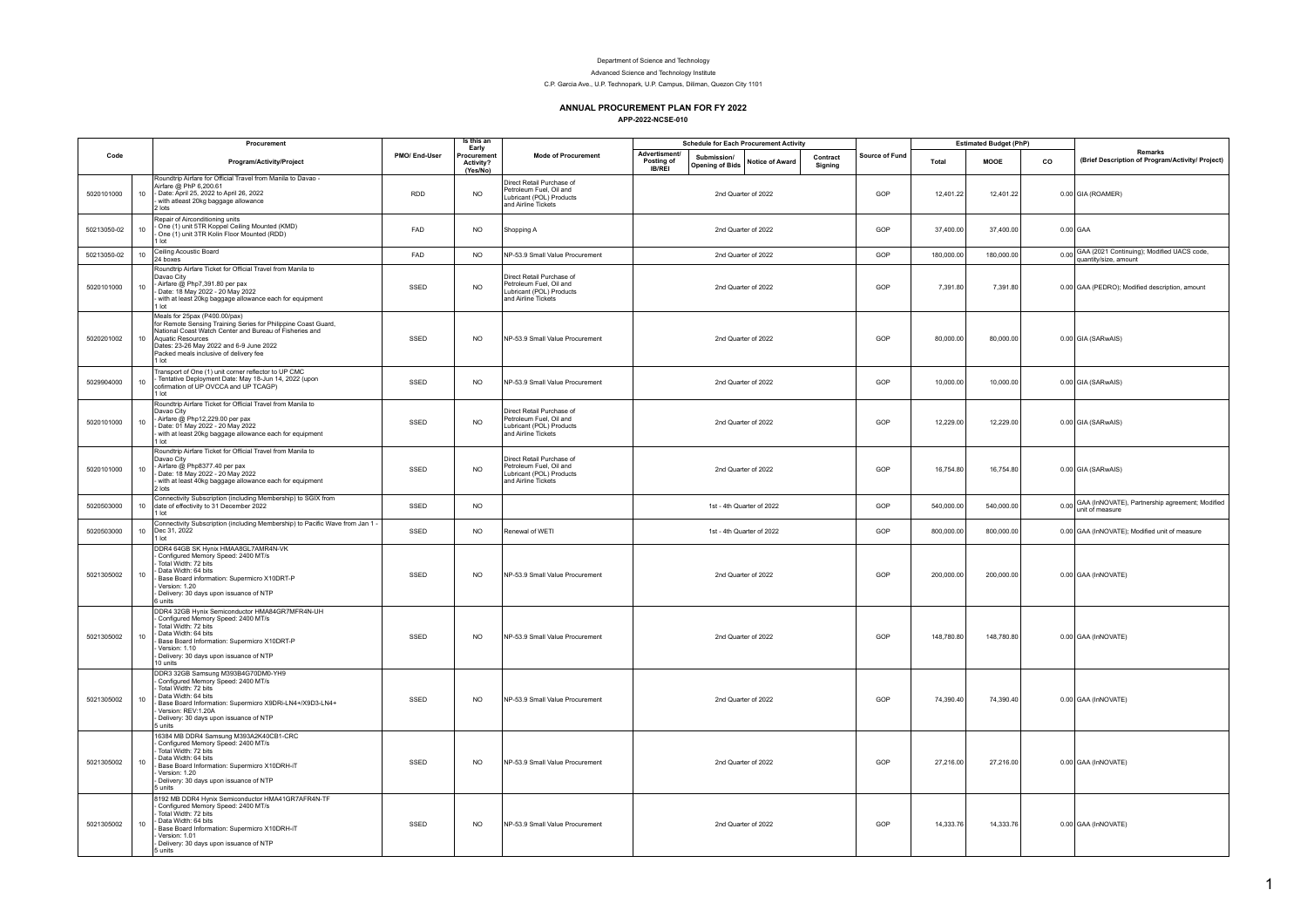Department of Science and Technology

Advanced Science and Technology Institute

C.P. Garcia Ave., U.P. Technopark, U.P. Campus, Diliman, Quezon City 1101

# ANNUAL PROCUREMENT PLAN FOR FY 2022

**APP-2022-NCSE-010**

| Code | | Procurement Program/Activity/Project | PMO/ End-User | Is this an Early Procurement Activity? (Yes/No) | Mode of Procurement | Schedule for Each Procurement Activity | | | | Source of Fund | Estimated Budget (PhP) | | | Remarks (Brief Description of Program/Activity/ Project) |
|---|---|---|---|---|---|---|---|---|---|---|---|---|---|---|
| | | | | | | Advertisment/ Posting of IB/REI | Submission/ Opening of Bids | Notice of Award | Contract Signing | | Total | MOOE | CO | |
| 5020101000 | 10 | Roundtrip Airfare for Official Travel from Manila to Davao - Airfare @ PhP 6,200.61 - Date: April 25, 2022 to April 26, 2022 - with atleast 20kg baggage allowance 2 lots | RDD | NO | Direct Retail Purchase of Petroleum Fuel, Oil and Lubricant (POL) Products and Airline Tickets | 2nd Quarter of 2022 | | | | GOP | 12,401.22 | 12,401.22 | 0.00 | GIA (ROAMER) |
| 50213050-02 | 10 | Repair of Airconditioning units - One (1) unit 5TR Koppel Ceiling Mounted (KMD) - One (1) unit 3TR Kolin Floor Mounted (RDD) 1 lot | FAD | NO | Shopping A | 2nd Quarter of 2022 | | | | GOP | 37,400.00 | 37,400.00 | 0.00 | GAA |
| 50213050-02 | 10 | Ceiling Acoustic Board 24 boxes | FAD | NO | NP-53.9 Small Value Procurement | 2nd Quarter of 2022 | | | | GOP | 180,000.00 | 180,000.00 | 0.00 | GAA (2021 Continuing); Modified UACS code, quantity/size, amount |
| 5020101000 | 10 | Roundtrip Airfare Ticket for Official Travel from Manila to Davao City - Airfare @ Php7,391.80 per pax - Date: 18 May 2022 - 20 May 2022 - with at least 20kg baggage allowance each for equipment 1 lot | SSED | NO | Direct Retail Purchase of Petroleum Fuel, Oil and Lubricant (POL) Products and Airline Tickets | 2nd Quarter of 2022 | | | | GOP | 7,391.80 | 7,391.80 | 0.00 | GAA (PEDRO); Modified description, amount |
| 5020201002 | 10 | Meals for 25pax (P400.00/pax) for Remote Sensing Training Series for Philippine Coast Guard, National Coast Watch Center and Bureau of Fisheries and Aquatic Resources Dates: 23-26 May 2022 and 6-9 June 2022 Packed meals inclusive of delivery fee 1 lot | SSED | NO | NP-53.9 Small Value Procurement | 2nd Quarter of 2022 | | | | GOP | 80,000.00 | 80,000.00 | 0.00 | GIA (SARwAIS) |
| 5029904000 | 10 | Transport of One (1) unit corner reflector to UP CMC - Tentative Deployment Date: May 18-Jun 14, 2022 (upon cofirmation of UP OVCCA and UP TCAGP) 1 lot | SSED | NO | NP-53.9 Small Value Procurement | 2nd Quarter of 2022 | | | | GOP | 10,000.00 | 10,000.00 | 0.00 | GIA (SARwAIS) |
| 5020101000 | 10 | Roundtrip Airfare Ticket for Official Travel from Manila to Davao City - Airfare @ Php12,229.00 per pax - Date: 01 May 2022 - 20 May 2022 - with at least 20kg baggage allowance each for equipment 1 lot | SSED | NO | Direct Retail Purchase of Petroleum Fuel, Oil and Lubricant (POL) Products and Airline Tickets | 2nd Quarter of 2022 | | | | GOP | 12,229.00 | 12,229.00 | 0.00 | GIA (SARwAIS) |
| 5020101000 | 10 | Roundtrip Airfare Ticket for Official Travel from Manila to Davao City - Airfare @ Php8377.40 per pax - Date: 18 May 2022 - 20 May 2022 - with at least 40kg baggage allowance each for equipment 2 lots | SSED | NO | Direct Retail Purchase of Petroleum Fuel, Oil and Lubricant (POL) Products and Airline Tickets | 2nd Quarter of 2022 | | | | GOP | 16,754.80 | 16,754.80 | 0.00 | GIA (SARwAIS) |
| 5020503000 | 10 | Connectivity Subscription (including Membership) to SGIX from date of effectivity to 31 December 2022 1 lot | SSED | NO | | 1st - 4th Quarter of 2022 | | | | GOP | 540,000.00 | 540,000.00 | 0.00 | GAA (InNOVATE), Partnership agreement; Modified unit of measure |
| 5020503000 | 10 | Connectivity Subscription (including Membership) to Pacific Wave from Jan 1 - Dec 31, 2022 1 lot | SSED | NO | Renewal of WETI | 1st - 4th Quarter of 2022 | | | | GOP | 800,000.00 | 800,000.00 | 0.00 | GAA (InNOVATE); Modified unit of measure |
| 5021305002 | 10 | DDR4 64GB SK Hynix HMAA8GL7AMR4N-VK - Configured Memory Speed: 2400 MT/s - Total Width: 72 bits - Data Width: 64 bits - Base Board information: Supermicro X10DRT-P - Version: 1.20 - Delivery: 30 days upon issuance of NTP 6 units | SSED | NO | NP-53.9 Small Value Procurement | 2nd Quarter of 2022 | | | | GOP | 200,000.00 | 200,000.00 | 0.00 | GAA (InNOVATE) |
| 5021305002 | 10 | DDR4 32GB Hynix Semiconductor HMA84GR7MFR4N-UH - Configured Memory Speed: 2400 MT/s - Total Width: 72 bits - Data Width: 64 bits - Base Board Information: Supermicro X10DRT-P - Version: 1.10 - Delivery: 30 days upon issuance of NTP 10 units | SSED | NO | NP-53.9 Small Value Procurement | 2nd Quarter of 2022 | | | | GOP | 148,780.80 | 148,780.80 | 0.00 | GAA (InNOVATE) |
| 5021305002 | 10 | DDR3 32GB Samsung M393B4G70DM0-YH9 - Configured Memory Speed: 2400 MT/s - Total Width: 72 bits - Data Width: 64 bits - Base Board Information: Supermicro X9DRi-LN4+/X9D3-LN4+ - Version: REV:1.20A - Delivery: 30 days upon issuance of NTP 5 units | SSED | NO | NP-53.9 Small Value Procurement | 2nd Quarter of 2022 | | | | GOP | 74,390.40 | 74,390.40 | 0.00 | GAA (InNOVATE) |
| 5021305002 | 10 | 16384 MB DDR4 Samsung M393A2K40CB1-CRC - Configured Memory Speed: 2400 MT/s - Total Width: 72 bits - Data Width: 64 bits - Base Board Information: Supermicro X10DRH-iT - Version: 1.20 - Delivery: 30 days upon issuance of NTP 5 units | SSED | NO | NP-53.9 Small Value Procurement | 2nd Quarter of 2022 | | | | GOP | 27,216.00 | 27,216.00 | 0.00 | GAA (InNOVATE) |
| 5021305002 | 10 | 8192 MB DDR4 Hynix Semiconductor HMA41GR7AFR4N-TF - Configured Memory Speed: 2400 MT/s - Total Width: 72 bits - Data Width: 64 bits - Base Board Information: Supermicro X10DRH-iT - Version: 1.01 - Delivery: 30 days upon issuance of NTP 5 units | SSED | NO | NP-53.9 Small Value Procurement | 2nd Quarter of 2022 | | | | GOP | 14,333.76 | 14,333.76 | 0.00 | GAA (InNOVATE) |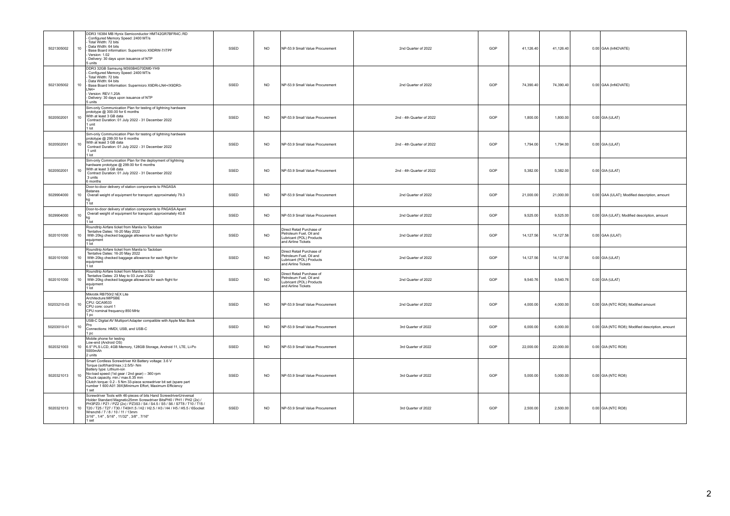| | | | | | | | | | | | | |
|---|---|---|---|---|---|---|---|---|---|---|---|---|
| 5021305002 | 10 | DDR3 16384 MB Hynix Semiconductor HMT42GR7BFR4C-RD<br>- Configured Memory Speed: 2400 MT/s<br>- Total Width: 72 bits<br>- Data Width: 64 bits<br>- Base Board information: Supermicro X9DRW-7/iTPF<br>- Version: 1.02<br>- Delivery: 30 days upon issuance of NTP<br>5 units | SSED | NO | NP-53.9 Small Value Procurement | 2nd Quarter of 2022 | GOP | 41,126.40 | 41,126.40 | | 0.00 | GAA (InNOVATE) |
| 5021305002 | 10 | DDR3 32GB Samsung M393B4G70DM0-YH9<br>- Configured Memory Speed: 2400 MT/s<br>- Total Width: 72 bits<br>- Data Width: 64 bits<br>- Base Board Information: Supermicro X9DRi-LN4+/X9DR3-LN4+<br>- Version: REV:1.20A<br>- Delivery: 30 days upon issuance of NTP<br>5 units | SSED | NO | NP-53.9 Small Value Procurement | 2nd Quarter of 2022 | GOP | 74,390.40 | 74,390.40 | | 0.00 | GAA (InNOVATE) |
| 5020502001 | 10 | Sim-only Communication Plan for testing of lightning hardware prototype @ 300.00 for 6 months<br>With at least 3 GB data<br>Contract Duration: 01 July 2022 - 31 December 2022<br>1 unit<br>1 lot | SSED | NO | NP-53.9 Small Value Procurement | 2nd - 4th Quarter of 2022 | GOP | 1,800.00 | 1,800.00 | | 0.00 | GIA (ULAT) |
| 5020502001 | 10 | Sim-only Communication Plan for testing of lightning hardware prototype @ 299.00 for 6 months<br>With at least 3 GB data<br>Contract Duration: 01 July 2022 - 31 December 2022<br>1 unit<br>1 lot | SSED | NO | NP-53.9 Small Value Procurement | 2nd - 4th Quarter of 2022 | GOP | 1,794.00 | 1,794.00 | | 0.00 | GIA (ULAT) |
| 5020502001 | 10 | Sim-only Communication Plan for the deployment of lightning hardware prototype @ 299.00 for 6 months<br>With at least 3 GB data<br>Contract Duration: 01 July 2022 - 31 December 2022<br>3 units<br>6 months | SSED | NO | NP-53.9 Small Value Procurement | 2nd - 4th Quarter of 2022 | GOP | 5,382.00 | 5,382.00 | | 0.00 | GIA (ULAT) |
| 5029904000 | 10 | Door-to-door delivery of station components to PAGASA Batanes<br>Overall weight of equipment for transport: approximately 79.3 kg<br>1 lot | SSED | NO | NP-53.9 Small Value Procurement | 2nd Quarter of 2022 | GOP | 21,000.00 | 21,000.00 | | 0.00 | GAA (ULAT); Modified description, amount |
| 5029904000 | 10 | Door-to-door delivery of station components to PAGASA Aparri<br>Overall weight of equipment for transport: approximately 40.8 kg<br>1 lot | SSED | NO | NP-53.9 Small Value Procurement | 2nd Quarter of 2022 | GOP | 9,525.00 | 9,525.00 | | 0.00 | GIA (ULAT); Modified description, amount |
| 5020101000 | 10 | Roundtrip Airfare ticket from Manila to Tacloban<br>Tentative Dates: 16-20 May 2022<br>With 20kg checked baggage allowance for each flight for equipment<br>1 lot | SSED | NO | Direct Retail Purchase of Petroleum Fuel, Oil and Lubricant (POL) Products and Airline Tickets | 2nd Quarter of 2022 | GOP | 14,127.56 | 14,127.56 | | 0.00 | GAA (ULAT) |
| 5020101000 | 10 | Roundtrip Airfare ticket from Manila to Tacloban<br>Tentative Dates: 16-20 May 2022<br>With 20kg checked baggage allowance for each flight for equipment<br>1 lot | SSED | NO | Direct Retail Purchase of Petroleum Fuel, Oil and Lubricant (POL) Products and Airline Tickets | 2nd Quarter of 2022 | GOP | 14,127.56 | 14,127.56 | | 0.00 | GIA (ULAT) |
| 5020101000 | 10 | Roundtrip Airfare ticket from Manila to Iloilo<br>Tentative Dates: 23 May to 03 June 2022<br>With 20kg checked baggage allowance for each flight for equipment<br>1 lot | SSED | NO | Direct Retail Purchase of Petroleum Fuel, Oil and Lubricant (POL) Products and Airline Tickets | 2nd Quarter of 2022 | GOP | 9,540.76 | 9,540.76 | | 0.00 | GIA (ULAT) |
| 50203210-03 | 10 | Mikrotik RB750r2 hEX Lite<br>Architecture:MIPSBE<br>CPU: QCA9533<br>CPU core: count 1<br>CPU nominal frequency:850 MHz<br>1 pc | SSED | NO | NP-53.9 Small Value Procurement | 2nd Quarter of 2022 | GOP | 4,000.00 | 4,000.00 | | 0.00 | GIA (NTC RO8); Modified amount |
| 50203010-01 | 10 | USB-C Digital AV Multiport Adapter compatible with Apple Mac Book Pro<br>Connections: HMDI, USB, and USB-C<br>1 pc | SSED | NO | NP-53.9 Small Value Procurement | 3rd Quarter of 2022 | GOP | 6,000.00 | 6,000.00 | | 0.00 | GIA (NTC RO8); Modified description, amount |
| 5020321003 | 10 | Mobile phone for testing<br>Low-end (Android OS)<br>6.5" PLS LCD, 4GB Memory, 128GB Storage, Android 11, LTE, Li-Po 5000mAh<br>2 units | SSED | NO | NP-53.9 Small Value Procurement | 3rd Quarter of 2022 | GOP | 22,000.00 | 22,000.00 | | 0.00 | GIA (NTC RO8) |
| 5020321013 | 10 | Smart Cordless Screwdriver Kit Battery voltage: 3.6 V<br>Torque (soft/hard/max.) 2.5/5/- Nm<br>Battery type: Lithium-ion<br>No-load speed (1st gear / 2nd gear) – 360 rpm<br>Chuck capacity, min./ max.6.35 mm<br>Clutch torque: 0.2 - 5 Nm 33-piece screwdriver bit set (spare part number 1 600 A01 39X)Minimum Effort, Maximum Efficiency<br>1 set | SSED | NO | NP-53.9 Small Value Procurement | 3rd Quarter of 2022 | GOP | 5,000.00 | 5,000.00 | | 0.00 | GIA (NTC RO8) |
| 5020321013 | 10 | Screwdriver Tools with 46-pieces of bits Hand ScrewdriverUniversal Holder Standard Magnetic25mm Screwdriver BitsPH0 / PH1 / PH2 (2x) / PH3PZ0 / PZ1 / PZ2 (2x) / PZ3S3 / S4 / S4.5 / S5 / S6 / S7T8 / T10 / T15 / T20 / T25 / T27 / T30 / T40H1.5 / H2 / H2.5 / H3 / H4 / H5 / H5.5 / 6Socket Wrench6 / 7 / 8 / 10 / 11 / 13mm<br>3/16" , 1/4" , 5/16" , 11/32" , 3/8" , 7/16"<br>1 set | SSED | NO | NP-53.9 Small Value Procurement | 3rd Quarter of 2022 | GOP | 2,500.00 | 2,500.00 | | 0.00 | GIA (NTC RO8) |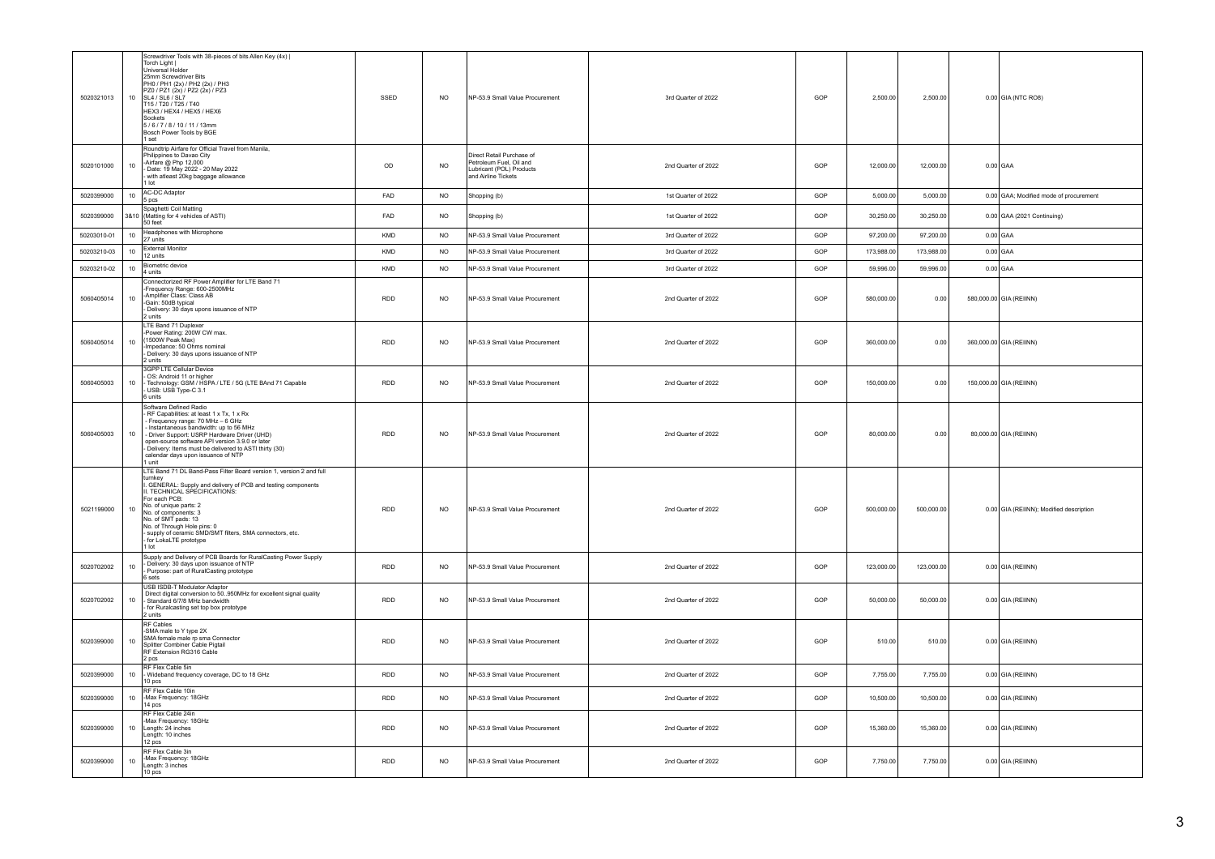| | | | | | | | | | | | |
|---|---|---|---|---|---|---|---|---|---|---|---|
| 5020321013 | 10 | Screwdriver Tools with 38-pieces of bits Allen Key (4x) \| Torch Light \| Universal Holder 25mm Screwdriver Bits PH0 / PH1 (2x) / PH2 (2x) / PH3 PZ0 / PZ1 (2x) / PZ2 (2x) / PZ3 SL4 / SL6 / SL7 T15 / T20 / T25 / T40 HEX3 / HEX4 / HEX5 / HEX6 Sockets 5 / 6 / 7 / 8 / 10 / 11 / 13mm Bosch Power Tools by BGE 1 set | SSED | NO | NP-53.9 Small Value Procurement | 3rd Quarter of 2022 | GOP | 2,500.00 | 2,500.00 | 0.00 | GIA (NTC RO8) |
| 5020101000 | 10 | Roundtrip Airfare for Official Travel from Manila, Philippines to Davao City -Airfare @ Php 12,000 - Date: 19 May 2022 - 20 May 2022 - with atleast 20kg baggage allowance 1 lot | OD | NO | Direct Retail Purchase of Petroleum Fuel, Oil and Lubricant (POL) Products and Airline Tickets | 2nd Quarter of 2022 | GOP | 12,000.00 | 12,000.00 | 0.00 | GAA |
| 5020399000 | 10 | AC-DC Adaptor 5 pcs | FAD | NO | Shopping (b) | 1st Quarter of 2022 | GOP | 5,000.00 | 5,000.00 | 0.00 | GAA; Modified mode of procurement |
| 5020399000 | 3&10 | Spaghetti Coil Matting (Matting for 4 vehicles of ASTI) 50 feet | FAD | NO | Shopping (b) | 1st Quarter of 2022 | GOP | 30,250.00 | 30,250.00 | 0.00 | GAA (2021 Continuing) |
| 50203010-01 | 10 | Headphones with Microphone 27 units | KMD | NO | NP-53.9 Small Value Procurement | 3rd Quarter of 2022 | GOP | 97,200.00 | 97,200.00 | 0.00 | GAA |
| 50203210-03 | 10 | External Monitor 12 units | KMD | NO | NP-53.9 Small Value Procurement | 3rd Quarter of 2022 | GOP | 173,988.00 | 173,988.00 | 0.00 | GAA |
| 50203210-02 | 10 | Biometric device 4 units | KMD | NO | NP-53.9 Small Value Procurement | 3rd Quarter of 2022 | GOP | 59,996.00 | 59,996.00 | 0.00 | GAA |
| 5060405014 | 10 | Connectorized RF Power Amplifier for LTE Band 71 -Frequency Range: 600-2500MHz -Amplifier Class: Class AB -Gain: 50dB typical - Delivery: 30 days upons issuance of NTP 2 units | RDD | NO | NP-53.9 Small Value Procurement | 2nd Quarter of 2022 | GOP | 580,000.00 | 0.00 | 580,000.00 | GIA (REIINN) |
| 5060405014 | 10 | LTE Band 71 Duplexer -Power Rating: 200W CW max. (1500W Peak Max) -Impedance: 50 Ohms nominal - Delivery: 30 days upons issuance of NTP 2 units | RDD | NO | NP-53.9 Small Value Procurement | 2nd Quarter of 2022 | GOP | 360,000.00 | 0.00 | 360,000.00 | GIA (REIINN) |
| 5060405003 | 10 | 3GPP LTE Cellular Device - OS: Android 11 or higher - Technology: GSM / HSPA / LTE / 5G (LTE BAnd 71 Capable - USB: USB Type-C 3.1 6 units | RDD | NO | NP-53.9 Small Value Procurement | 2nd Quarter of 2022 | GOP | 150,000.00 | 0.00 | 150,000.00 | GIA (REIINN) |
| 5060405003 | 10 | Software Defined Radio - RF Capabilities: at least 1 x Tx, 1 x Rx - Frequency range: 70 MHz – 6 GHz - Instantaneous bandwidth: up to 56 MHz - Driver Support: USRP Hardware Driver (UHD) open-source software API version 3.9.0 or later - Delivery: Items must be delivered to ASTI thirty (30) calendar days upon issuance of NTP 1 unit | RDD | NO | NP-53.9 Small Value Procurement | 2nd Quarter of 2022 | GOP | 80,000.00 | 0.00 | 80,000.00 | GIA (REIINN) |
| 5021199000 | 10 | LTE Band 71 DL Band-Pass Filter Board version 1, version 2 and full turnkey I. GENERAL: Supply and delivery of PCB and testing components II. TECHNICAL SPECIFICATIONS: For each PCB: No. of unique parts: 2 No. of components: 3 No. of SMT pads: 13 No. of Through Hole pins: 0 - supply of ceramic SMD/SMT filters, SMA connectors, etc. - for LokaLTE prototype 1 lot | RDD | NO | NP-53.9 Small Value Procurement | 2nd Quarter of 2022 | GOP | 500,000.00 | 500,000.00 | 0.00 | GIA (REIINN); Modified description |
| 5020702002 | 10 | Supply and Delivery of PCB Boards for RuralCasting Power Supply - Delivery: 30 days upon issuance of NTP - Purpose: part of RuralCasting prototype 6 sets | RDD | NO | NP-53.9 Small Value Procurement | 2nd Quarter of 2022 | GOP | 123,000.00 | 123,000.00 | 0.00 | GIA (REIINN) |
| 5020702002 | 10 | USB ISDB-T Modulator Adaptor Direct digital conversion to 50..950MHz for excellent signal quality - Standard 6/7/8 MHz bandwidth - for Ruralcasting set top box prototype 2 units | RDD | NO | NP-53.9 Small Value Procurement | 2nd Quarter of 2022 | GOP | 50,000.00 | 50,000.00 | 0.00 | GIA (REIINN) |
| 5020399000 | 10 | RF Cables -SMA male to Y type 2X SMA female male rp sma Connector Splitter Combiner Cable Pigtail RF Extension RG316 Cable 2 pcs | RDD | NO | NP-53.9 Small Value Procurement | 2nd Quarter of 2022 | GOP | 510.00 | 510.00 | 0.00 | GIA (REIINN) |
| 5020399000 | 10 | RF Flex Cable 5in - Wideband frequency coverage, DC to 18 GHz 10 pcs | RDD | NO | NP-53.9 Small Value Procurement | 2nd Quarter of 2022 | GOP | 7,755.00 | 7,755.00 | 0.00 | GIA (REIINN) |
| 5020399000 | 10 | RF Flex Cable 10in -Max Frequency: 18GHz 14 pcs | RDD | NO | NP-53.9 Small Value Procurement | 2nd Quarter of 2022 | GOP | 10,500.00 | 10,500.00 | 0.00 | GIA (REIINN) |
| 5020399000 | 10 | RF Flex Cable 24in -Max Frequency: 18GHz Length: 24 inches Length: 10 inches 12 pcs | RDD | NO | NP-53.9 Small Value Procurement | 2nd Quarter of 2022 | GOP | 15,360.00 | 15,360.00 | 0.00 | GIA (REIINN) |
| 5020399000 | 10 | RF Flex Cable 3in -Max Frequency: 18GHz Length: 3 inches 10 pcs | RDD | NO | NP-53.9 Small Value Procurement | 2nd Quarter of 2022 | GOP | 7,750.00 | 7,750.00 | 0.00 | GIA (REIINN) |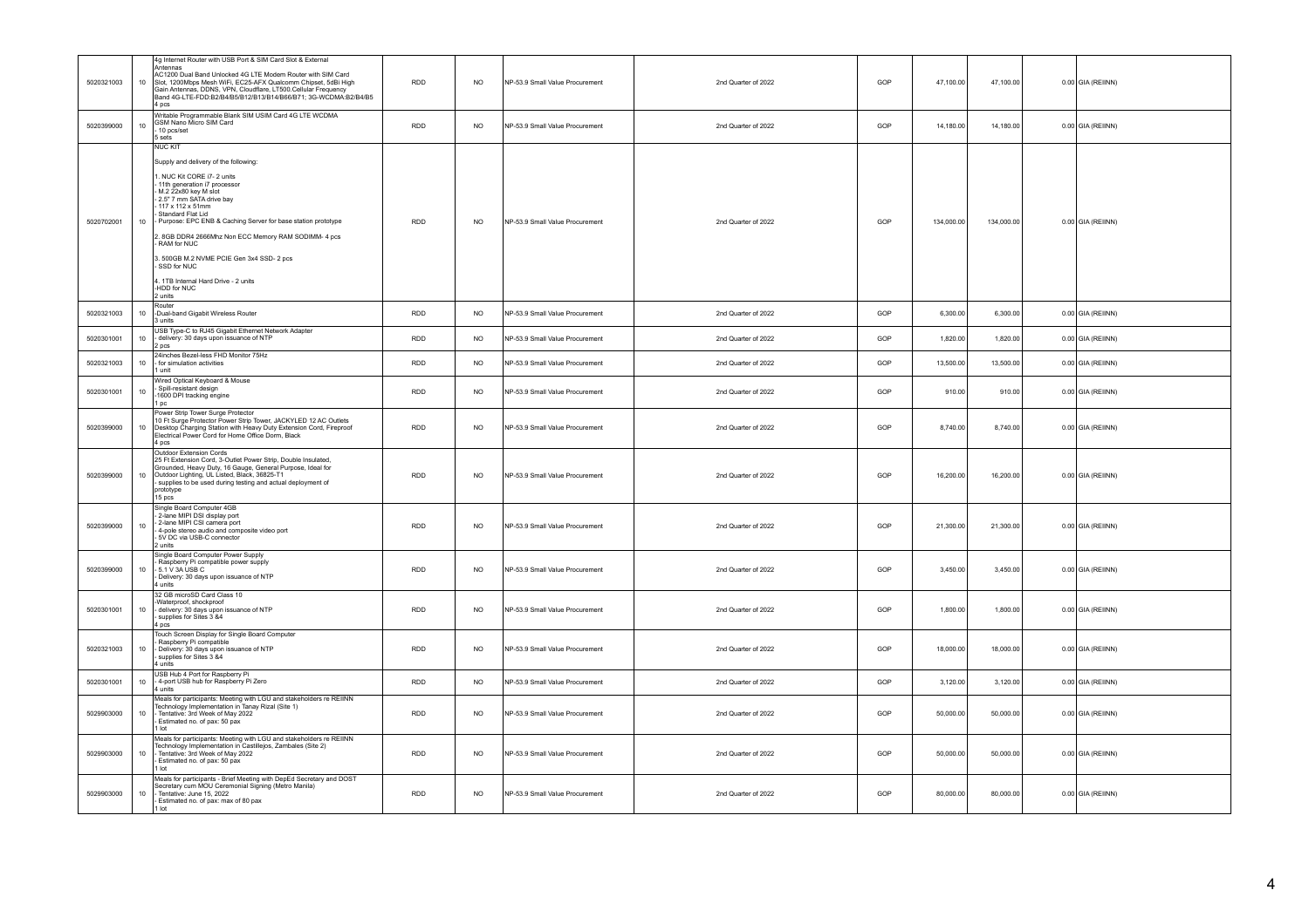| | | | | | | | | | | | |
|---|---|---|---|---|---|---|---|---|---|---|---|
| 5020321003 | 10 | 4g Internet Router with USB Port & SIM Card Slot & External Antennas<br>AC1200 Dual Band Unlocked 4G LTE Modem Router with SIM Card Slot, 1200Mbps Mesh WiFi, EC25-AFX Qualcomm Chipset, 5dBi High Gain Antennas, DDNS, VPN, Cloudflare, LT500.Cellular Frequency Band 4G-LTE-FDD:B2/B4/B5/B12/B13/B14/B66/B71; 3G-WCDMA:B2/B4/B5<br>4 pcs | RDD | NO | NP-53.9 Small Value Procurement | 2nd Quarter of 2022 | GOP | 47,100.00 | 47,100.00 | 0.00 | GIA (REIINN) |
| 5020399000 | 10 | Writable Programmable Blank SIM USIM Card 4G LTE WCDMA GSM Nano Micro SIM Card<br>- 10 pcs/set<br>5 sets | RDD | NO | NP-53.9 Small Value Procurement | 2nd Quarter of 2022 | GOP | 14,180.00 | 14,180.00 | 0.00 | GIA (REIINN) |
| 5020702001 | 10 | NUC KIT<br><br>Supply and delivery of the following:<br><br>1. NUC Kit CORE i7- 2 units<br>- 11th generation i7 processor<br>- M.2 22x80 key M slot<br>- 2.5" 7 mm SATA drive bay<br>- 117 x 112 x 51mm<br>- Standard Flat Lid<br>- Purpose: EPC ENB & Caching Server for base station prototype<br><br>2. 8GB DDR4 2666Mhz Non ECC Memory RAM SODIMM- 4 pcs<br>- RAM for NUC<br><br>3. 500GB M.2 NVME PCIE Gen 3x4 SSD- 2 pcs<br>- SSD for NUC<br><br>4. 1TB Internal Hard Drive - 2 units<br>-HDD for NUC<br>2 units | RDD | NO | NP-53.9 Small Value Procurement | 2nd Quarter of 2022 | GOP | 134,000.00 | 134,000.00 | 0.00 | GIA (REIINN) |
| 5020321003 | 10 | Router<br>-Dual-band Gigabit Wireless Router<br>3 units | RDD | NO | NP-53.9 Small Value Procurement | 2nd Quarter of 2022 | GOP | 6,300.00 | 6,300.00 | 0.00 | GIA (REIINN) |
| 5020301001 | 10 | USB Type-C to RJ45 Gigabit Ethernet Network Adapter<br>- delivery: 30 days upon issuance of NTP<br>2 pcs | RDD | NO | NP-53.9 Small Value Procurement | 2nd Quarter of 2022 | GOP | 1,820.00 | 1,820.00 | 0.00 | GIA (REIINN) |
| 5020321003 | 10 | 24inches Bezel-less FHD Monitor 75Hz<br>- for simulation activities<br>1 unit | RDD | NO | NP-53.9 Small Value Procurement | 2nd Quarter of 2022 | GOP | 13,500.00 | 13,500.00 | 0.00 | GIA (REIINN) |
| 5020301001 | 10 | Wired Optical Keyboard & Mouse<br>- Spill-resistant design<br>-1600 DPI tracking engine<br>1 pc | RDD | NO | NP-53.9 Small Value Procurement | 2nd Quarter of 2022 | GOP | 910.00 | 910.00 | 0.00 | GIA (REIINN) |
| 5020399000 | 10 | Power Strip Tower Surge Protector<br>10 Ft Surge Protector Power Strip Tower, JACKYLED 12 AC Outlets Desktop Charging Station with Heavy Duty Extension Cord, Fireproof Electrical Power Cord for Home Office Dorm, Black<br>4 pcs | RDD | NO | NP-53.9 Small Value Procurement | 2nd Quarter of 2022 | GOP | 8,740.00 | 8,740.00 | 0.00 | GIA (REIINN) |
| 5020399000 | 10 | Outdoor Extension Cords<br>25 Ft Extension Cord, 3-Outlet Power Strip, Double Insulated, Grounded, Heavy Duty, 16 Gauge, General Purpose, Ideal for Outdoor Lighting, UL Listed, Black, 36825-T1<br>- supplies to be used during testing and actual deployment of prototype<br>15 pcs | RDD | NO | NP-53.9 Small Value Procurement | 2nd Quarter of 2022 | GOP | 16,200.00 | 16,200.00 | 0.00 | GIA (REIINN) |
| 5020399000 | 10 | Single Board Computer 4GB<br>- 2-lane MIPI DSI display port<br>- 2-lane MIPI CSI camera port<br>- 4-pole stereo audio and composite video port<br>- 5V DC via USB-C connector<br>2 units | RDD | NO | NP-53.9 Small Value Procurement | 2nd Quarter of 2022 | GOP | 21,300.00 | 21,300.00 | 0.00 | GIA (REIINN) |
| 5020399000 | 10 | Single Board Computer Power Supply<br>- Raspberry Pi compatible power supply<br>- 5.1 V 3A USB C<br>- Delivery: 30 days upon issuance of NTP<br>4 units | RDD | NO | NP-53.9 Small Value Procurement | 2nd Quarter of 2022 | GOP | 3,450.00 | 3,450.00 | 0.00 | GIA (REIINN) |
| 5020301001 | 10 | 32 GB microSD Card Class 10<br>-Waterproof, shockproof<br>- delivery: 30 days upon issuance of NTP<br>- supplies for Sites 3 &4<br>4 pcs | RDD | NO | NP-53.9 Small Value Procurement | 2nd Quarter of 2022 | GOP | 1,800.00 | 1,800.00 | 0.00 | GIA (REIINN) |
| 5020321003 | 10 | Touch Screen Display for Single Board Computer<br>- Raspberry Pi compatible<br>- Delivery: 30 days upon issuance of NTP<br>- supplies for Sites 3 &4<br>4 units | RDD | NO | NP-53.9 Small Value Procurement | 2nd Quarter of 2022 | GOP | 18,000.00 | 18,000.00 | 0.00 | GIA (REIINN) |
| 5020301001 | 10 | USB Hub 4 Port for Raspberry Pi<br>- 4-port USB hub for Raspberry Pi Zero<br>4 units | RDD | NO | NP-53.9 Small Value Procurement | 2nd Quarter of 2022 | GOP | 3,120.00 | 3,120.00 | 0.00 | GIA (REIINN) |
| 5029903000 | 10 | Meals for participants: Meeting with LGU and stakeholders re REIINN Technology Implementation in Tanay Rizal (Site 1)<br>- Tentative: 3rd Week of May 2022<br>- Estimated no. of pax: 50 pax<br>1 lot | RDD | NO | NP-53.9 Small Value Procurement | 2nd Quarter of 2022 | GOP | 50,000.00 | 50,000.00 | 0.00 | GIA (REIINN) |
| 5029903000 | 10 | Meals for participants: Meeting with LGU and stakeholders re REIINN Technology Implementation in Castillejos, Zambales (Site 2)<br>- Tentative: 3rd Week of May 2022<br>- Estimated no. of pax: 50 pax<br>1 lot | RDD | NO | NP-53.9 Small Value Procurement | 2nd Quarter of 2022 | GOP | 50,000.00 | 50,000.00 | 0.00 | GIA (REIINN) |
| 5029903000 | 10 | Meals for participants - Brief Meeting with DepEd Secretary and DOST Secretary cum MOU Ceremonial Signing (Metro Manila)<br>- Tentative: June 15, 2022<br>- Estimated no. of pax: max of 80 pax<br>1 lot | RDD | NO | NP-53.9 Small Value Procurement | 2nd Quarter of 2022 | GOP | 80,000.00 | 80,000.00 | 0.00 | GIA (REIINN) |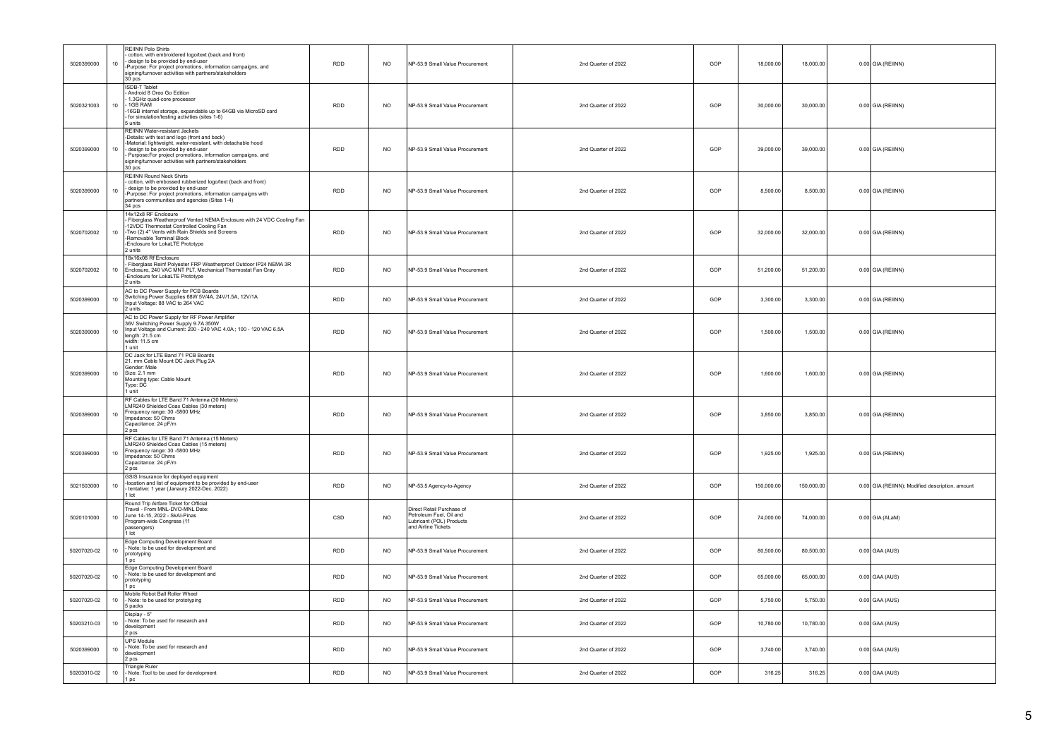| | | | | | | | | | | | |
|---|---|---|---|---|---|---|---|---|---|---|---|
| 5020399000 | 10 | REIINN Polo Shirts<br>- cotton, with embroidered logo/text (back and front)<br>- design to be provided by end-user<br>-Purpose: For project promotions, information campaigns, and signing/turnover activities with partners/stakeholders<br>30 pcs | RDD | NO | NP-53.9 Small Value Procurement | 2nd Quarter of 2022 | GOP | 18,000.00 | 18,000.00 | 0.00 | GIA (REIINN) |
| 5020321003 | 10 | ISDB-T Tablet<br>- Android 8 Oreo Go Edition<br>- 1.3GHz quad-core processor<br>- 1GB RAM<br>-16GB internal storage, expandable up to 64GB via MicroSD card<br>- for simulation/testing activities (sites 1-6)<br>5 units | RDD | NO | NP-53.9 Small Value Procurement | 2nd Quarter of 2022 | GOP | 30,000.00 | 30,000.00 | 0.00 | GIA (REIINN) |
| 5020399000 | 10 | REIINN Water-resistant Jackets<br>-Details: with text and logo (front and back)<br>-Material: lightweight, water-resistant, with detachable hood<br>- design to be provided by end-user<br>- Purpose:For project promotions, information campaigns, and signing/turnover activities with partners/stakeholders<br>30 pcs | RDD | NO | NP-53.9 Small Value Procurement | 2nd Quarter of 2022 | GOP | 39,000.00 | 39,000.00 | 0.00 | GIA (REIINN) |
| 5020399000 | 10 | REIINN Round Neck Shirts<br>- cotton, with embossed rubberized logo/text (back and front)<br>- design to be provided by end-user<br>-Purpose: For project promotions, information campaigns with partners communities and agencies (Sites 1-4)<br>34 pcs | RDD | NO | NP-53.9 Small Value Procurement | 2nd Quarter of 2022 | GOP | 8,500.00 | 8,500.00 | 0.00 | GIA (REIINN) |
| 5020702002 | 10 | 14x12x8 RF Enclosure<br>- Fiberglass Weatherproof Vented NEMA Enclosure with 24 VDC Cooling Fan<br>-12VDC Thermostat Controlled Cooling Fan<br>-Two (2) 4" Vents with Rain Shields and Screens<br>-Removable Terminal Block<br>-Enclosure for LokaLTE Prototype<br>2 units | RDD | NO | NP-53.9 Small Value Procurement | 2nd Quarter of 2022 | GOP | 32,000.00 | 32,000.00 | 0.00 | GIA (REIINN) |
| 5020702002 | 10 | 18x16x08 Rf Enclosure<br>- Fiberglass Reinf Polyester FRP Weatherproof Outdoor IP24 NEMA 3R Enclosure, 240 VAC MNT PLT, Mechanical Thermostat Fan Gray<br>-Enclosure for LokaLTE Prototype<br>2 units | RDD | NO | NP-53.9 Small Value Procurement | 2nd Quarter of 2022 | GOP | 51,200.00 | 51,200.00 | 0.00 | GIA (REIINN) |
| 5020399000 | 10 | AC to DC Power Supply for PCB Boards<br>Switching Power Supplies 68W 5V/4A, 24V/1.5A, 12V/1A<br>Input Voltage: 88 VAC to 264 VAC<br>2 units | RDD | NO | NP-53.9 Small Value Procurement | 2nd Quarter of 2022 | GOP | 3,300.00 | 3,300.00 | 0.00 | GIA (REIINN) |
| 5020399000 | 10 | AC to DC Power Supply for RF Power Amplifier<br>36V Switching Power Supply 9.7A 350W<br>Input Voltage and Current: 200 - 240 VAC 4.0A ; 100 - 120 VAC 6.5A<br>length: 21.5 cm<br>width: 11.5 cm<br>1 unit | RDD | NO | NP-53.9 Small Value Procurement | 2nd Quarter of 2022 | GOP | 1,500.00 | 1,500.00 | 0.00 | GIA (REIINN) |
| 5020399000 | 10 | DC Jack for LTE Band 71 PCB Boards<br>21. mm Cable Mount DC Jack Plug 2A<br>Gender: Male<br>Size: 2.1 mm<br>Mounting type: Cable Mount<br>Type: DC<br>1 unit | RDD | NO | NP-53.9 Small Value Procurement | 2nd Quarter of 2022 | GOP | 1,600.00 | 1,600.00 | 0.00 | GIA (REIINN) |
| 5020399000 | 10 | RF Cables for LTE Band 71 Antenna (30 Meters)<br>LMR240 Shielded Coax Cables (30 meters)<br>Frequency range: 30 -5800 MHz<br>Impedance: 50 Ohms<br>Capacitance: 24 pF/m<br>2 pcs | RDD | NO | NP-53.9 Small Value Procurement | 2nd Quarter of 2022 | GOP | 3,850.00 | 3,850.00 | 0.00 | GIA (REIINN) |
| 5020399000 | 10 | RF Cables for LTE Band 71 Antenna (15 Meters)<br>LMR240 Shielded Coax Cables (15 meters)<br>Frequency range: 30 -5800 MHz<br>Impedance: 50 Ohms<br>Capacitance: 24 pF/m<br>2 pcs | RDD | NO | NP-53.9 Small Value Procurement | 2nd Quarter of 2022 | GOP | 1,925.00 | 1,925.00 | 0.00 | GIA (REIINN) |
| 5021503000 | 10 | GSIS Insurance for deployed equipment<br>-location and list of equipment to be provided by end-user<br>- tentative: 1 year (Janaury 2022-Dec. 2022)<br>1 lot | RDD | NO | NP-53.5 Agency-to-Agency | 2nd Quarter of 2022 | GOP | 150,000.00 | 150,000.00 | 0.00 | GIA (REIINN); Modified description, amount |
| 5020101000 | 10 | Round Trip Airfare Ticket for Official Travel - From MNL-DVO-MNL Date: June 14-15, 2022 - SkAI-Pinas Program-wide Congress (11 passengers)<br>1 lot | CSD | NO | Direct Retail Purchase of Petroleum Fuel, Oil and Lubricant (POL) Products and Airline Tickets | 2nd Quarter of 2022 | GOP | 74,000.00 | 74,000.00 | 0.00 | GIA (ALaM) |
| 50207020-02 | 10 | Edge Computing Development Board<br>- Note: to be used for development and prototyping<br>1 pc | RDD | NO | NP-53.9 Small Value Procurement | 2nd Quarter of 2022 | GOP | 80,500.00 | 80,500.00 | 0.00 | GAA (AUS) |
| 50207020-02 | 10 | Edge Computing Development Board<br>- Note: to be used for development and prototyping<br>1 pc | RDD | NO | NP-53.9 Small Value Procurement | 2nd Quarter of 2022 | GOP | 65,000.00 | 65,000.00 | 0.00 | GAA (AUS) |
| 50207020-02 | 10 | Mobile Robot Ball Roller Wheel<br>- Note: to be used for prototyping<br>5 packs | RDD | NO | NP-53.9 Small Value Procurement | 2nd Quarter of 2022 | GOP | 5,750.00 | 5,750.00 | 0.00 | GAA (AUS) |
| 50203210-03 | 10 | Display - 5"<br>- Note: To be used for research and development<br>2 pcs | RDD | NO | NP-53.9 Small Value Procurement | 2nd Quarter of 2022 | GOP | 10,780.00 | 10,780.00 | 0.00 | GAA (AUS) |
| 5020399000 | 10 | UPS Module<br>- Note: To be used for research and development<br>2 pcs | RDD | NO | NP-53.9 Small Value Procurement | 2nd Quarter of 2022 | GOP | 3,740.00 | 3,740.00 | 0.00 | GAA (AUS) |
| 50203010-02 | 10 | Triangle Ruler<br>- Note: Tool to be used for development<br>1 pc | RDD | NO | NP-53.9 Small Value Procurement | 2nd Quarter of 2022 | GOP | 316.25 | 316.25 | 0.00 | GAA (AUS) |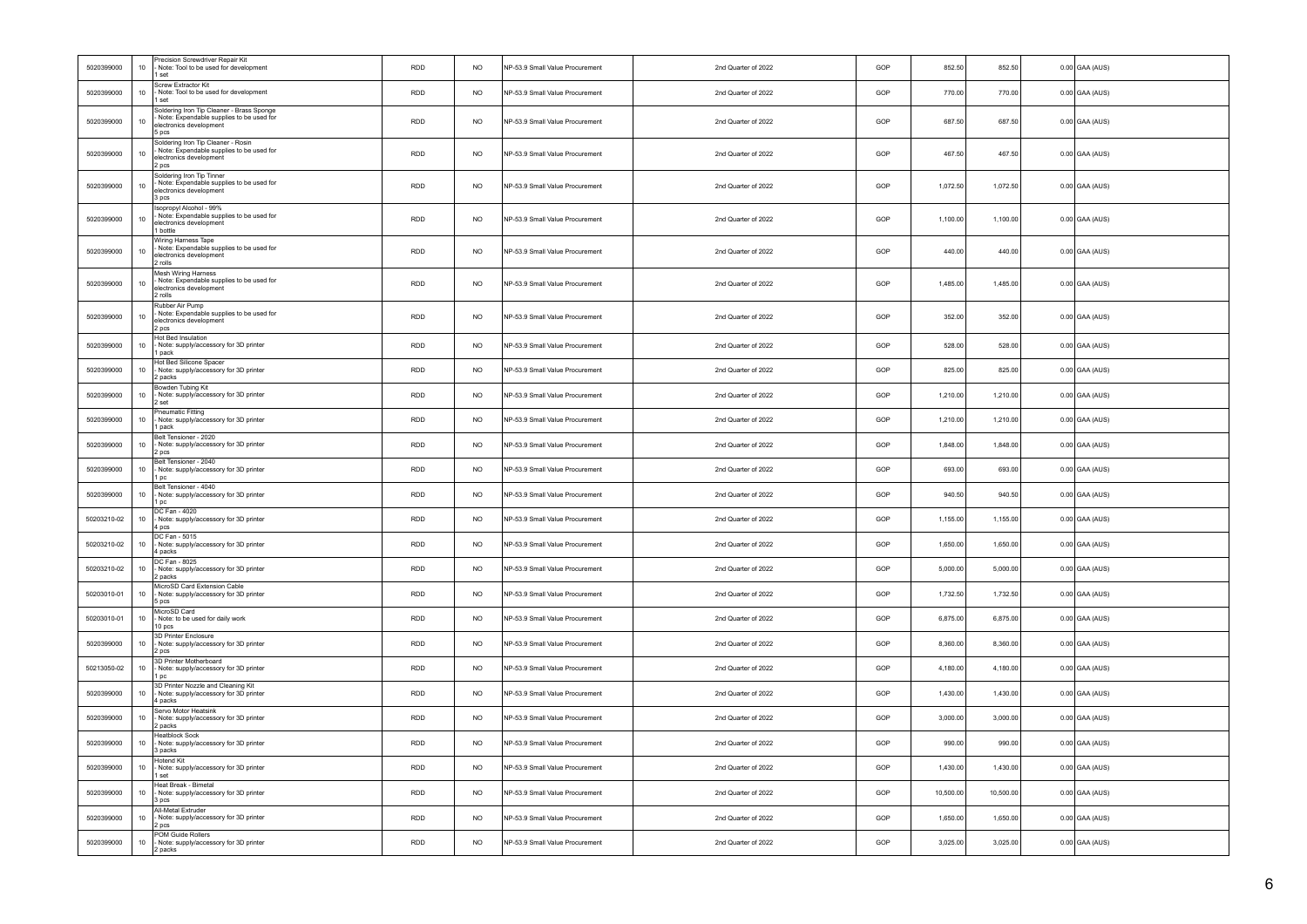| | | | | | | | | | | | |
|---|---|---|---|---|---|---|---|---|---|---|---|
| 5020399000 | 10 | Precision Screwdriver Repair Kit<br>- Note: Tool to be used for development<br>1 set | RDD | NO | NP-53.9 Small Value Procurement | 2nd Quarter of 2022 | GOP | 852.50 | 852.50 | 0.00 | GAA (AUS) |
| 5020399000 | 10 | Screw Extractor Kit<br>- Note: Tool to be used for development<br>1 set | RDD | NO | NP-53.9 Small Value Procurement | 2nd Quarter of 2022 | GOP | 770.00 | 770.00 | 0.00 | GAA (AUS) |
| 5020399000 | 10 | Soldering Iron Tip Cleaner - Brass Sponge<br>- Note: Expendable supplies to be used for electronics development<br>5 pcs | RDD | NO | NP-53.9 Small Value Procurement | 2nd Quarter of 2022 | GOP | 687.50 | 687.50 | 0.00 | GAA (AUS) |
| 5020399000 | 10 | Soldering Iron Tip Cleaner - Rosin<br>- Note: Expendable supplies to be used for electronics development<br>2 pcs | RDD | NO | NP-53.9 Small Value Procurement | 2nd Quarter of 2022 | GOP | 467.50 | 467.50 | 0.00 | GAA (AUS) |
| 5020399000 | 10 | Soldering Iron Tip Tinner<br>- Note: Expendable supplies to be used for electronics development<br>3 pcs | RDD | NO | NP-53.9 Small Value Procurement | 2nd Quarter of 2022 | GOP | 1,072.50 | 1,072.50 | 0.00 | GAA (AUS) |
| 5020399000 | 10 | Isopropyl Alcohol - 99%<br>- Note: Expendable supplies to be used for electronics development<br>1 bottle | RDD | NO | NP-53.9 Small Value Procurement | 2nd Quarter of 2022 | GOP | 1,100.00 | 1,100.00 | 0.00 | GAA (AUS) |
| 5020399000 | 10 | Wiring Harness Tape<br>- Note: Expendable supplies to be used for electronics development<br>2 rolls | RDD | NO | NP-53.9 Small Value Procurement | 2nd Quarter of 2022 | GOP | 440.00 | 440.00 | 0.00 | GAA (AUS) |
| 5020399000 | 10 | Mesh Wiring Harness<br>- Note: Expendable supplies to be used for electronics development<br>2 rolls | RDD | NO | NP-53.9 Small Value Procurement | 2nd Quarter of 2022 | GOP | 1,485.00 | 1,485.00 | 0.00 | GAA (AUS) |
| 5020399000 | 10 | Rubber Air Pump<br>- Note: Expendable supplies to be used for electronics development<br>2 pcs | RDD | NO | NP-53.9 Small Value Procurement | 2nd Quarter of 2022 | GOP | 352.00 | 352.00 | 0.00 | GAA (AUS) |
| 5020399000 | 10 | Hot Bed Insulation<br>- Note: supply/accessory for 3D printer<br>1 pack | RDD | NO | NP-53.9 Small Value Procurement | 2nd Quarter of 2022 | GOP | 528.00 | 528.00 | 0.00 | GAA (AUS) |
| 5020399000 | 10 | Hot Bed Silicone Spacer<br>- Note: supply/accessory for 3D printer<br>2 packs | RDD | NO | NP-53.9 Small Value Procurement | 2nd Quarter of 2022 | GOP | 825.00 | 825.00 | 0.00 | GAA (AUS) |
| 5020399000 | 10 | Bowden Tubing Kit<br>- Note: supply/accessory for 3D printer<br>2 set | RDD | NO | NP-53.9 Small Value Procurement | 2nd Quarter of 2022 | GOP | 1,210.00 | 1,210.00 | 0.00 | GAA (AUS) |
| 5020399000 | 10 | Pneumatic Fitting<br>- Note: supply/accessory for 3D printer<br>1 pack | RDD | NO | NP-53.9 Small Value Procurement | 2nd Quarter of 2022 | GOP | 1,210.00 | 1,210.00 | 0.00 | GAA (AUS) |
| 5020399000 | 10 | Belt Tensioner - 2020<br>- Note: supply/accessory for 3D printer<br>2 pcs | RDD | NO | NP-53.9 Small Value Procurement | 2nd Quarter of 2022 | GOP | 1,848.00 | 1,848.00 | 0.00 | GAA (AUS) |
| 5020399000 | 10 | Belt Tensioner - 2040<br>- Note: supply/accessory for 3D printer<br>1 pc | RDD | NO | NP-53.9 Small Value Procurement | 2nd Quarter of 2022 | GOP | 693.00 | 693.00 | 0.00 | GAA (AUS) |
| 5020399000 | 10 | Belt Tensioner - 4040<br>- Note: supply/accessory for 3D printer<br>1 pc | RDD | NO | NP-53.9 Small Value Procurement | 2nd Quarter of 2022 | GOP | 940.50 | 940.50 | 0.00 | GAA (AUS) |
| 50203210-02 | 10 | DC Fan - 4020<br>- Note: supply/accessory for 3D printer<br>4 pcs | RDD | NO | NP-53.9 Small Value Procurement | 2nd Quarter of 2022 | GOP | 1,155.00 | 1,155.00 | 0.00 | GAA (AUS) |
| 50203210-02 | 10 | DC Fan - 5015<br>- Note: supply/accessory for 3D printer<br>4 packs | RDD | NO | NP-53.9 Small Value Procurement | 2nd Quarter of 2022 | GOP | 1,650.00 | 1,650.00 | 0.00 | GAA (AUS) |
| 50203210-02 | 10 | DC Fan - 8025<br>- Note: supply/accessory for 3D printer<br>2 packs | RDD | NO | NP-53.9 Small Value Procurement | 2nd Quarter of 2022 | GOP | 5,000.00 | 5,000.00 | 0.00 | GAA (AUS) |
| 50203010-01 | 10 | MicroSD Card Extension Cable<br>- Note: supply/accessory for 3D printer<br>5 pcs | RDD | NO | NP-53.9 Small Value Procurement | 2nd Quarter of 2022 | GOP | 1,732.50 | 1,732.50 | 0.00 | GAA (AUS) |
| 50203010-01 | 10 | MicroSD Card<br>- Note: to be used for daily work<br>10 pcs | RDD | NO | NP-53.9 Small Value Procurement | 2nd Quarter of 2022 | GOP | 6,875.00 | 6,875.00 | 0.00 | GAA (AUS) |
| 5020399000 | 10 | 3D Printer Enclosure<br>- Note: supply/accessory for 3D printer<br>2 pcs | RDD | NO | NP-53.9 Small Value Procurement | 2nd Quarter of 2022 | GOP | 8,360.00 | 8,360.00 | 0.00 | GAA (AUS) |
| 50213050-02 | 10 | 3D Printer Motherboard<br>- Note: supply/accessory for 3D printer<br>1 pc | RDD | NO | NP-53.9 Small Value Procurement | 2nd Quarter of 2022 | GOP | 4,180.00 | 4,180.00 | 0.00 | GAA (AUS) |
| 5020399000 | 10 | 3D Printer Nozzle and Cleaning Kit<br>- Note: supply/accessory for 3D printer<br>4 packs | RDD | NO | NP-53.9 Small Value Procurement | 2nd Quarter of 2022 | GOP | 1,430.00 | 1,430.00 | 0.00 | GAA (AUS) |
| 5020399000 | 10 | Servo Motor Heatsink<br>- Note: supply/accessory for 3D printer<br>2 packs | RDD | NO | NP-53.9 Small Value Procurement | 2nd Quarter of 2022 | GOP | 3,000.00 | 3,000.00 | 0.00 | GAA (AUS) |
| 5020399000 | 10 | Heatblock Sock<br>- Note: supply/accessory for 3D printer<br>3 packs | RDD | NO | NP-53.9 Small Value Procurement | 2nd Quarter of 2022 | GOP | 990.00 | 990.00 | 0.00 | GAA (AUS) |
| 5020399000 | 10 | Hotend Kit<br>- Note: supply/accessory for 3D printer<br>1 set | RDD | NO | NP-53.9 Small Value Procurement | 2nd Quarter of 2022 | GOP | 1,430.00 | 1,430.00 | 0.00 | GAA (AUS) |
| 5020399000 | 10 | Heat Break - Bimetal<br>- Note: supply/accessory for 3D printer<br>3 pcs | RDD | NO | NP-53.9 Small Value Procurement | 2nd Quarter of 2022 | GOP | 10,500.00 | 10,500.00 | 0.00 | GAA (AUS) |
| 5020399000 | 10 | All-Metal Extruder<br>- Note: supply/accessory for 3D printer<br>2 pcs | RDD | NO | NP-53.9 Small Value Procurement | 2nd Quarter of 2022 | GOP | 1,650.00 | 1,650.00 | 0.00 | GAA (AUS) |
| 5020399000 | 10 | POM Guide Rollers<br>- Note: supply/accessory for 3D printer<br>2 packs | RDD | NO | NP-53.9 Small Value Procurement | 2nd Quarter of 2022 | GOP | 3,025.00 | 3,025.00 | 0.00 | GAA (AUS) |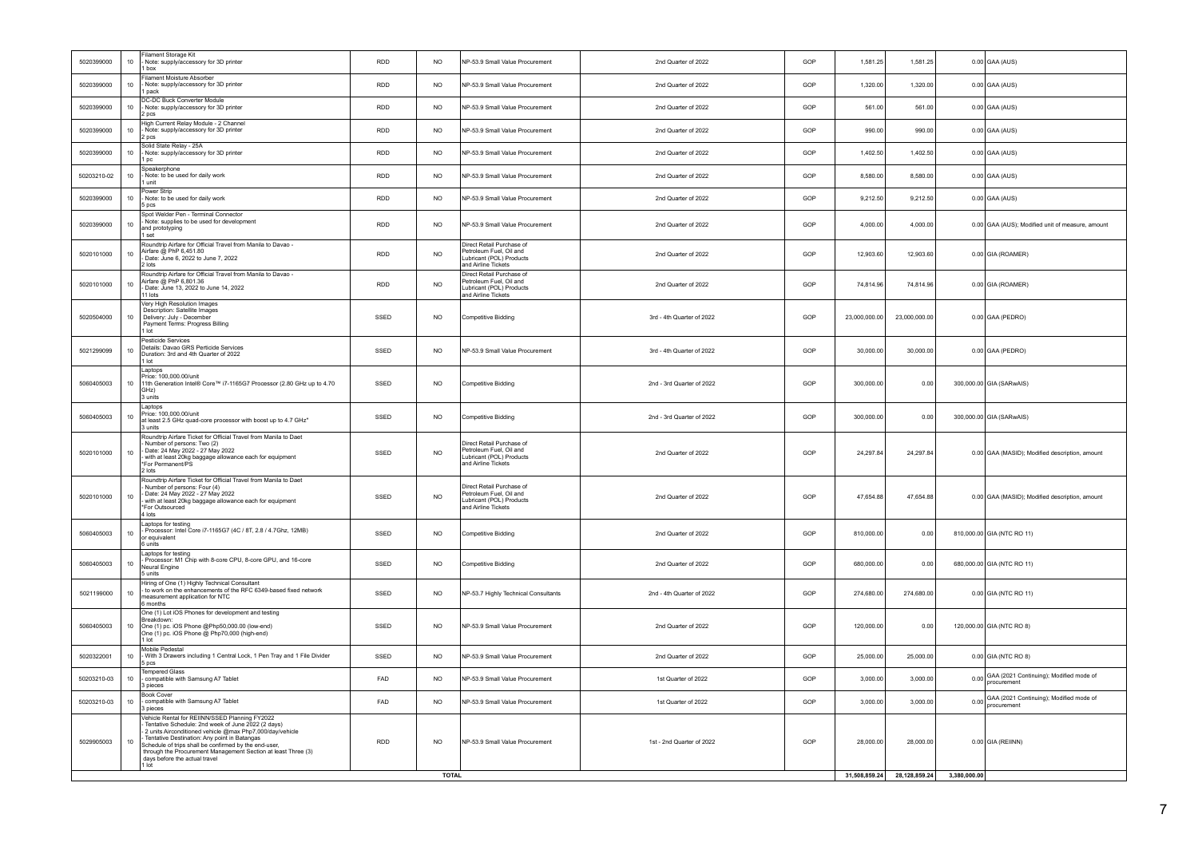| | | | | | | | | | | | | |
|---|---|---|---|---|---|---|---|---|---|---|---|---|
| 5020399000 | 10 | Filament Storage Kit<br>- Note: supply/accessory for 3D printer<br>1 box | RDD | NO | NP-53.9 Small Value Procurement | 2nd Quarter of 2022 | GOP | 1,581.25 | 1,581.25 | 0.00 | GAA (AUS) |
| 5020399000 | 10 | Filament Moisture Absorber<br>- Note: supply/accessory for 3D printer<br>1 pack | RDD | NO | NP-53.9 Small Value Procurement | 2nd Quarter of 2022 | GOP | 1,320.00 | 1,320.00 | 0.00 | GAA (AUS) |
| 5020399000 | 10 | DC-DC Buck Converter Module<br>- Note: supply/accessory for 3D printer<br>2 pcs | RDD | NO | NP-53.9 Small Value Procurement | 2nd Quarter of 2022 | GOP | 561.00 | 561.00 | 0.00 | GAA (AUS) |
| 5020399000 | 10 | High Current Relay Module - 2 Channel<br>- Note: supply/accessory for 3D printer<br>2 pcs | RDD | NO | NP-53.9 Small Value Procurement | 2nd Quarter of 2022 | GOP | 990.00 | 990.00 | 0.00 | GAA (AUS) |
| 5020399000 | 10 | Solid State Relay - 25A<br>- Note: supply/accessory for 3D printer<br>1 pc | RDD | NO | NP-53.9 Small Value Procurement | 2nd Quarter of 2022 | GOP | 1,402.50 | 1,402.50 | 0.00 | GAA (AUS) |
| 50203210-02 | 10 | Speakerphone<br>- Note: to be used for daily work<br>1 unit | RDD | NO | NP-53.9 Small Value Procurement | 2nd Quarter of 2022 | GOP | 8,580.00 | 8,580.00 | 0.00 | GAA (AUS) |
| 5020399000 | 10 | Power Strip<br>- Note: to be used for daily work<br>5 pcs | RDD | NO | NP-53.9 Small Value Procurement | 2nd Quarter of 2022 | GOP | 9,212.50 | 9,212.50 | 0.00 | GAA (AUS) |
| 5020399000 | 10 | Spot Welder Pen - Terminal Connector<br>- Note: supplies to be used for development and prototyping<br>1 set | RDD | NO | NP-53.9 Small Value Procurement | 2nd Quarter of 2022 | GOP | 4,000.00 | 4,000.00 | 0.00 | GAA (AUS); Modified unit of measure, amount |
| 5020101000 | 10 | Roundtrip Airfare for Official Travel from Manila to Davao - Airfare @ PhP 6,451.80<br>- Date: June 6, 2022 to June 7, 2022<br>2 lots | RDD | NO | Direct Retail Purchase of Petroleum Fuel, Oil and Lubricant (POL) Products and Airline Tickets | 2nd Quarter of 2022 | GOP | 12,903.60 | 12,903.60 | 0.00 | GIA (ROAMER) |
| 5020101000 | 10 | Roundtrip Airfare for Official Travel from Manila to Davao - Airfare @ PhP 6,801.36<br>- Date: June 13, 2022 to June 14, 2022<br>11 lots | RDD | NO | Direct Retail Purchase of Petroleum Fuel, Oil and Lubricant (POL) Products and Airline Tickets | 2nd Quarter of 2022 | GOP | 74,814.96 | 74,814.96 | 0.00 | GIA (ROAMER) |
| 5020504000 | 10 | Very High Resolution Images<br>Description: Satellite Images<br>Delivery: July - December<br>Payment Terms: Progress Billing<br>1 lot | SSED | NO | Competitive Bidding | 3rd - 4th Quarter of 2022 | GOP | 23,000,000.00 | 23,000,000.00 | 0.00 | GAA (PEDRO) |
| 5021299099 | 10 | Pesticide Services<br>Details: Davao GRS Perticide Services<br>Duration: 3rd and 4th Quarter of 2022<br>1 lot | SSED | NO | NP-53.9 Small Value Procurement | 3rd - 4th Quarter of 2022 | GOP | 30,000.00 | 30,000.00 | 0.00 | GAA (PEDRO) |
| 5060405003 | 10 | Laptops<br>Price: 100,000.00/unit<br>11th Generation Intel® Core™ i7-1165G7 Processor (2.80 GHz up to 4.70 GHz)<br>3 units | SSED | NO | Competitive Bidding | 2nd - 3rd Quarter of 2022 | GOP | 300,000.00 | 0.00 | 300,000.00 | GIA (SARwAIS) |
| 5060405003 | 10 | Laptops<br>Price: 100,000.00/unit<br>at least 2.5 GHz quad-core processor with boost up to 4.7 GHz*<br>3 units | SSED | NO | Competitive Bidding | 2nd - 3rd Quarter of 2022 | GOP | 300,000.00 | 0.00 | 300,000.00 | GIA (SARwAIS) |
| 5020101000 | 10 | Roundtrip Airfare Ticket for Official Travel from Manila to Daet<br>- Number of persons: Two (2)<br>- Date: 24 May 2022 - 27 May 2022<br>- with at least 20kg baggage allowance each for equipment<br>*For Permanent/PS<br>2 lots | SSED | NO | Direct Retail Purchase of Petroleum Fuel, Oil and Lubricant (POL) Products and Airline Tickets | 2nd Quarter of 2022 | GOP | 24,297.84 | 24,297.84 | 0.00 | GAA (MASID); Modified description, amount |
| 5020101000 | 10 | Roundtrip Airfare Ticket for Official Travel from Manila to Daet<br>- Number of persons: Four (4)<br>- Date: 24 May 2022 - 27 May 2022<br>- with at least 20kg baggage allowance each for equipment<br>*For Outsourced<br>4 lots | SSED | NO | Direct Retail Purchase of Petroleum Fuel, Oil and Lubricant (POL) Products and Airline Tickets | 2nd Quarter of 2022 | GOP | 47,654.88 | 47,654.88 | 0.00 | GAA (MASID); Modified description, amount |
| 5060405003 | 10 | Laptops for testing<br>- Processor: Intel Core i7-1165G7 (4C / 8T, 2.8 / 4.7GHz, 12MB) or equivalent<br>6 units | SSED | NO | Competitive Bidding | 2nd Quarter of 2022 | GOP | 810,000.00 | 0.00 | 810,000.00 | GIA (NTC RO 11) |
| 5060405003 | 10 | Laptops for testing<br>- Processor: M1 Chip with 8-core CPU, 8-core GPU, and 16-core Neural Engine<br>5 units | SSED | NO | Competitive Bidding | 2nd Quarter of 2022 | GOP | 680,000.00 | 0.00 | 680,000.00 | GIA (NTC RO 11) |
| 5021199000 | 10 | Hiring of One (1) Highly Technical Consultant<br>- to work on the enhancements of the RFC 6349-based fixed network measurement application for NTC<br>6 months | SSED | NO | NP-53.7 Highly Technical Consultants | 2nd - 4th Quarter of 2022 | GOP | 274,680.00 | 274,680.00 | 0.00 | GIA (NTC RO 11) |
| 5060405003 | 10 | One (1) Lot iOS Phones for development and testing<br>Breakdown:<br>One (1) pc. iOS Phone @Php50,000.00 (low-end)<br>One (1) pc. iOS Phone @ Php70,000 (high-end)<br>1 lot | SSED | NO | NP-53.9 Small Value Procurement | 2nd Quarter of 2022 | GOP | 120,000.00 | 0.00 | 120,000.00 | GIA (NTC RO 8) |
| 5020322001 | 10 | Mobile Pedestal<br>- With 3 Drawers including 1 Central Lock, 1 Pen Tray and 1 File Divider<br>5 pcs | SSED | NO | NP-53.9 Small Value Procurement | 2nd Quarter of 2022 | GOP | 25,000.00 | 25,000.00 | 0.00 | GIA (NTC RO 8) |
| 50203210-03 | 10 | Tempered Glass<br>- compatible with Samsung A7 Tablet<br>3 pieces | FAD | NO | NP-53.9 Small Value Procurement | 1st Quarter of 2022 | GOP | 3,000.00 | 3,000.00 | 0.00 | GAA (2021 Continuing); Modified mode of procurement |
| 50203210-03 | 10 | Book Cover<br>- compatible with Samsung A7 Tablet<br>3 pieces | FAD | NO | NP-53.9 Small Value Procurement | 1st Quarter of 2022 | GOP | 3,000.00 | 3,000.00 | 0.00 | GAA (2021 Continuing); Modified mode of procurement |
| 5029905003 | 10 | Vehicle Rental for REIINN/SSED Planning FY2022<br>- Tentative Schedule: 2nd week of June 2022 (2 days)<br>- 2 units Airconditioned vehicle @max Php7,000/day/vehicle<br>- Tentative Destination: Any point in Batangas<br>Schedule of trips shall be confirmed by the end-user, through the Procurement Management Section at least Three (3) days before the actual travel<br>1 lot | RDD | NO | NP-53.9 Small Value Procurement | 1st - 2nd Quarter of 2022 | GOP | 28,000.00 | 28,000.00 | 0.00 | GIA (REIINN) |
| | | | | **TOTAL** | | | | **31,508,859.24** | **28,128,859.24** | **3,380,000.00** | |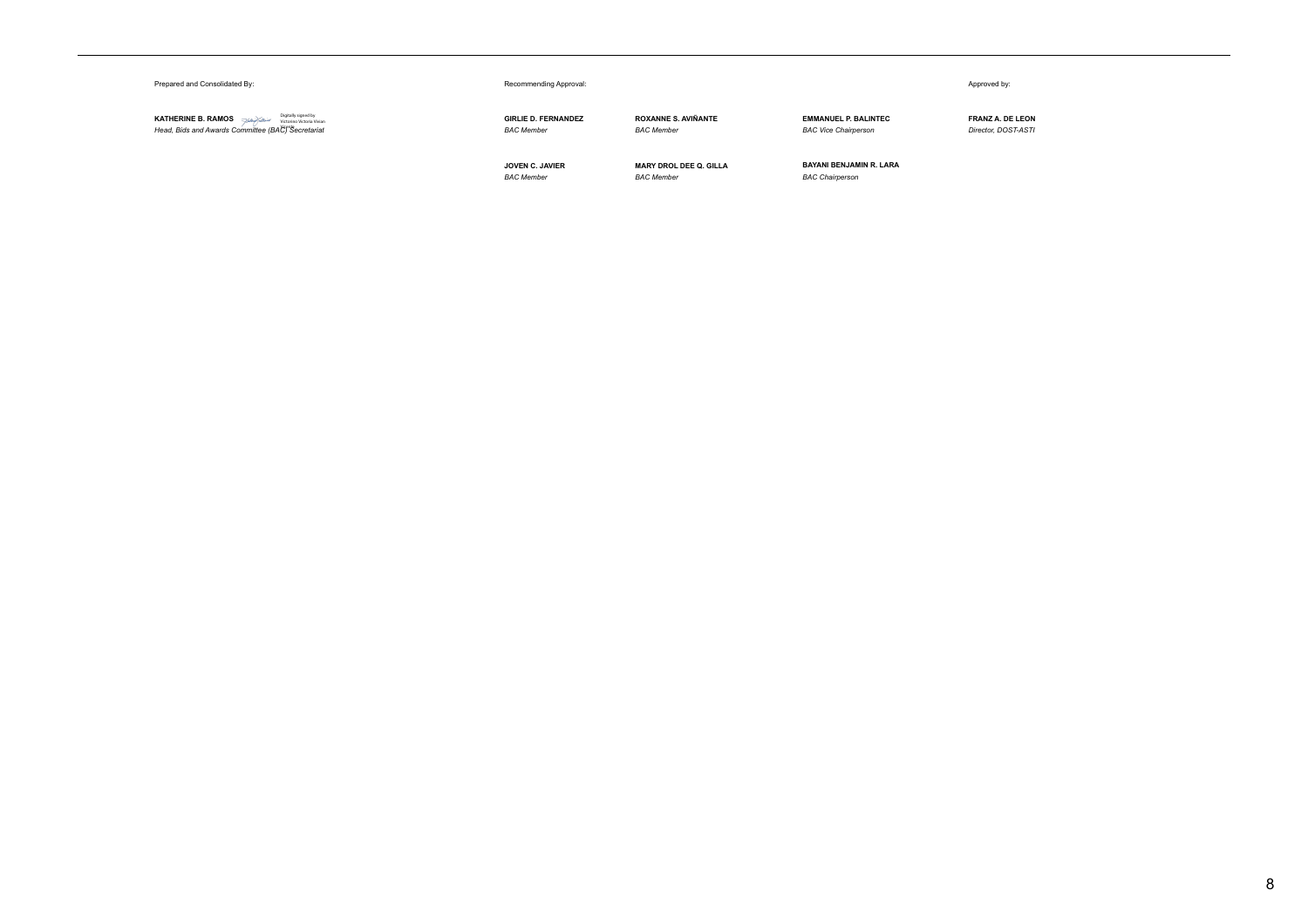Prepared and Consolidated By:

**KATHERINE B. RAMOS**
*Head, Bids and Awards Committee (BAC) Secretariat*

Digitally signed by Victorino Victoria Vivian

Recommending Approval:

**GIRLIE D. FERNANDEZ**
*BAC Member*

**ROXANNE S. AVIÑANTE**
*BAC Member*

**EMMANUEL P. BALINTEC**
*BAC Vice Chairperson*

**JOVEN C. JAVIER**
*BAC Member*

**MARY DROL DEE Q. GILLA**
*BAC Member*

**BAYANI BENJAMIN R. LARA**
*BAC Chairperson*

Approved by:

**FRANZ A. DE LEON**
*Director, DOST-ASTI*